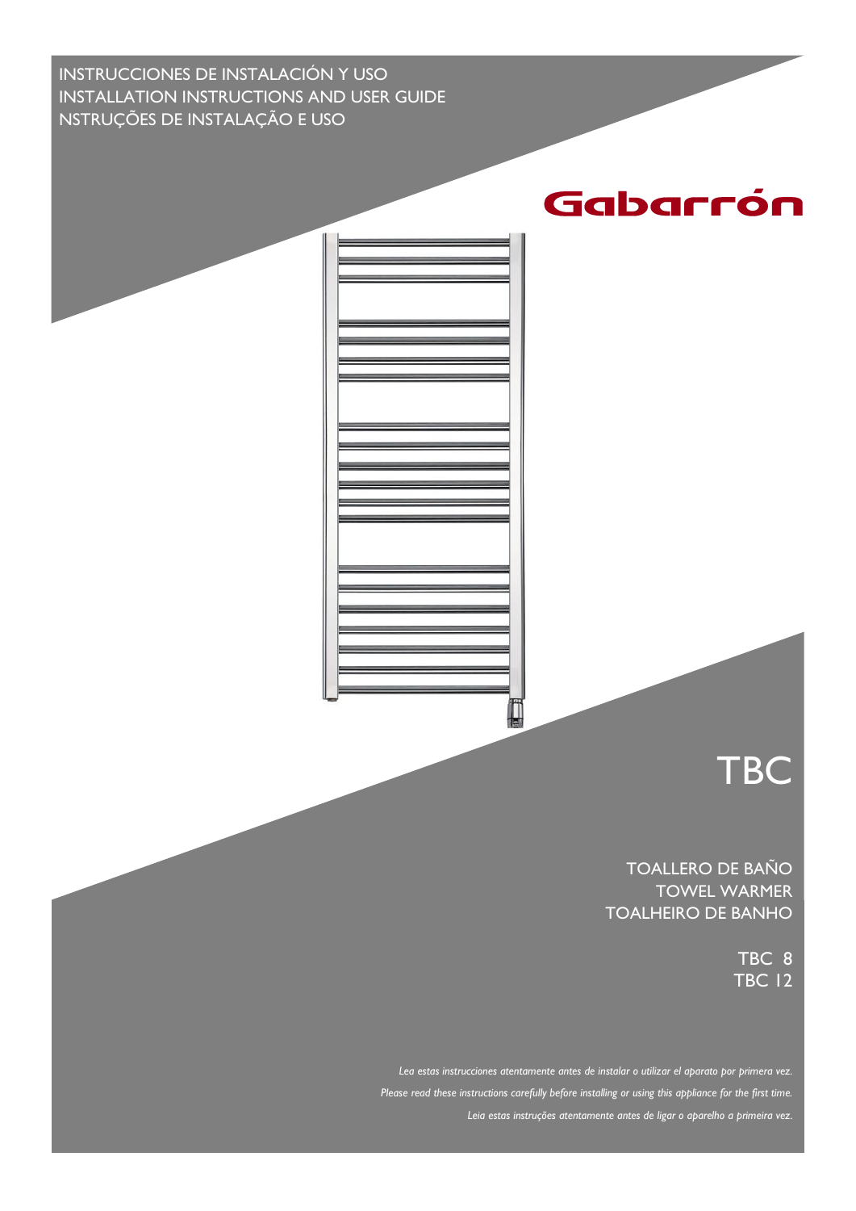INSTRUCCIONES DE INSTALACIÓN Y USO
INSTALLATION INSTRUCTIONS AND USER GUIDE
NSTRUÇÕES DE INSTALAÇÃO E USO

Gabarrón

# TBC

TOALLERO DE BAÑO
TOWEL WARMER
TOALHEIRO DE BANHO

TBC 8
TBC 12

*Lea estas instrucciones atentamente antes de instalar o utilizar el aparato por primera vez.*

*Please read these instructions carefully before installing or using this appliance for the first time.*

*Leia estas instruções atentamente antes de ligar o aparelho a primeira vez.*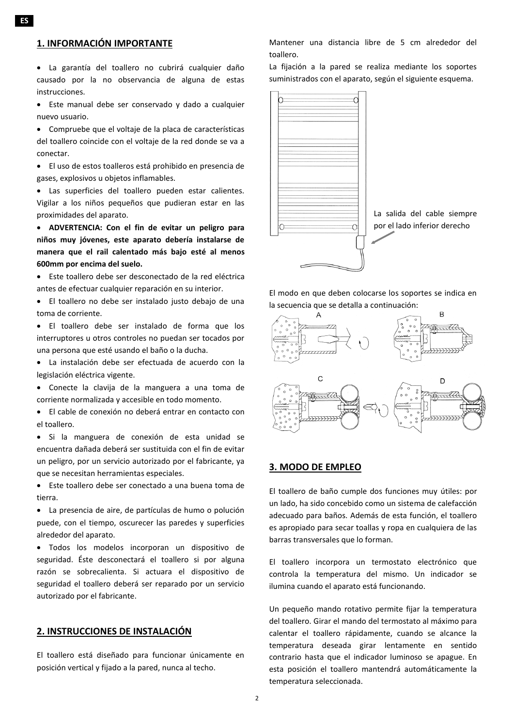## 1. INFORMACIÓN IMPORTANTE

- La garantía del toallero no cubrirá cualquier daño causado por la no observancia de alguna de estas instrucciones.
- Este manual debe ser conservado y dado a cualquier nuevo usuario.
- Compruebe que el voltaje de la placa de características del toallero coincide con el voltaje de la red donde se va a conectar.
- El uso de estos toalleros está prohibido en presencia de gases, explosivos u objetos inflamables.
- Las superficies del toallero pueden estar calientes. Vigilar a los niños pequeños que pudieran estar en las proximidades del aparato.
- **ADVERTENCIA: Con el fin de evitar un peligro para niños muy jóvenes, este aparato debería instalarse de manera que el rail calentado más bajo esté al menos 600mm por encima del suelo.**
- Este toallero debe ser desconectado de la red eléctrica antes de efectuar cualquier reparación en su interior.
- El toallero no debe ser instalado justo debajo de una toma de corriente.
- El toallero debe ser instalado de forma que los interruptores u otros controles no puedan ser tocados por una persona que esté usando el baño o la ducha.
- La instalación debe ser efectuada de acuerdo con la legislación eléctrica vigente.
- Conecte la clavija de la manguera a una toma de corriente normalizada y accesible en todo momento.
- El cable de conexión no deberá entrar en contacto con el toallero.
- Si la manguera de conexión de esta unidad se encuentra dañada deberá ser sustituida con el fin de evitar un peligro, por un servicio autorizado por el fabricante, ya que se necesitan herramientas especiales.
- Este toallero debe ser conectado a una buena toma de tierra.
- La presencia de aire, de partículas de humo o polución puede, con el tiempo, oscurecer las paredes y superficies alrededor del aparato.
- Todos los modelos incorporan un dispositivo de seguridad. Éste desconectará el toallero si por alguna razón se sobrecalienta. Si actuara el dispositivo de seguridad el toallero deberá ser reparado por un servicio autorizado por el fabricante.

## 2. INSTRUCCIONES DE INSTALACIÓN

El toallero está diseñado para funcionar únicamente en posición vertical y fijado a la pared, nunca al techo.

Mantener una distancia libre de 5 cm alrededor del toallero.

La fijación a la pared se realiza mediante los soportes suministrados con el aparato, según el siguiente esquema.

La salida del cable siempre por el lado inferior derecho

El modo en que deben colocarse los soportes se indica en la secuencia que se detalla a continuación:

A B C D

## 3. MODO DE EMPLEO

El toallero de baño cumple dos funciones muy útiles: por un lado, ha sido concebido como un sistema de calefacción adecuado para baños. Además de esta función, el toallero es apropiado para secar toallas y ropa en cualquiera de las barras transversales que lo forman.

El toallero incorpora un termostato electrónico que controla la temperatura del mismo. Un indicador se ilumina cuando el aparato está funcionando.

Un pequeño mando rotativo permite fijar la temperatura del toallero. Girar el mando del termostato al máximo para calentar el toallero rápidamente, cuando se alcance la temperatura deseada girar lentamente en sentido contrario hasta que el indicador luminoso se apague. En esta posición el toallero mantendrá automáticamente la temperatura seleccionada.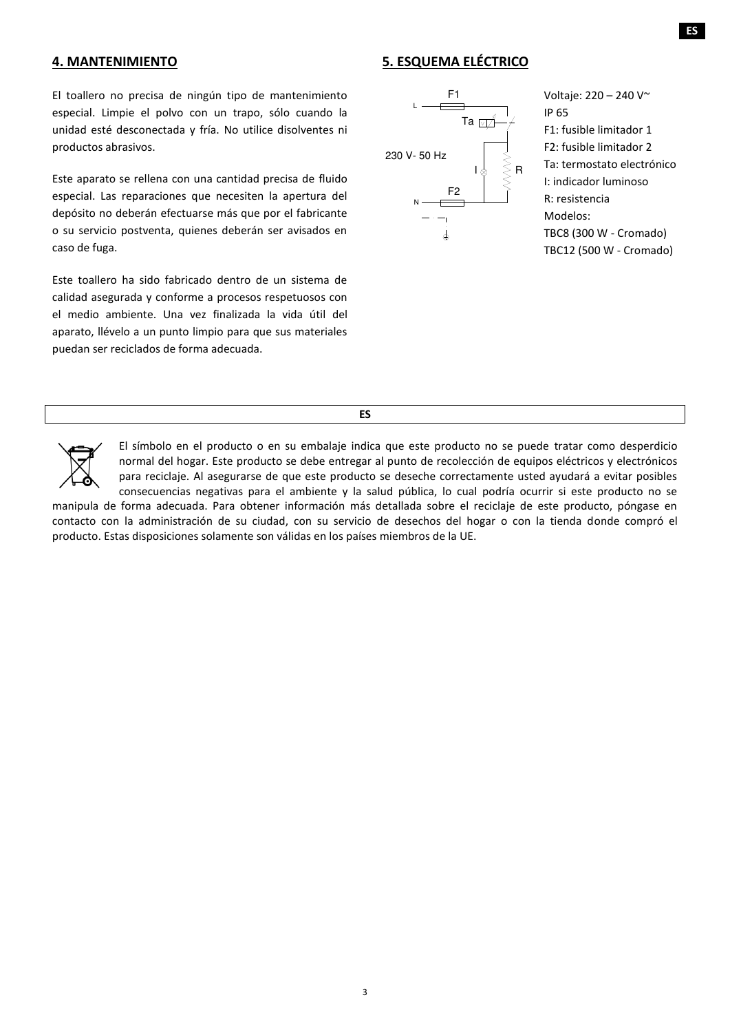## 4. MANTENIMIENTO

El toallero no precisa de ningún tipo de mantenimiento especial. Limpie el polvo con un trapo, sólo cuando la unidad esté desconectada y fría. No utilice disolventes ni productos abrasivos.

Este aparato se rellena con una cantidad precisa de fluido especial. Las reparaciones que necesiten la apertura del depósito no deberán efectuarse más que por el fabricante o su servicio postventa, quienes deberán ser avisados en caso de fuga.

Este toallero ha sido fabricado dentro de un sistema de calidad asegurada y conforme a procesos respetuosos con el medio ambiente. Una vez finalizada la vida útil del aparato, llévelo a un punto limpio para que sus materiales puedan ser reciclados de forma adecuada.

## 5. ESQUEMA ELÉCTRICO

L, F1, Ta, 230 V- 50 Hz, I, R, F2, N

Voltaje: 220 – 240 V~
IP 65
F1: fusible limitador 1
F2: fusible limitador 2
Ta: termostato electrónico
I: indicador luminoso
R: resistencia
Modelos:
TBC8 (300 W - Cromado)
TBC12 (500 W - Cromado)

**ES**

El símbolo en el producto o en su embalaje indica que este producto no se puede tratar como desperdicio normal del hogar. Este producto se debe entregar al punto de recolección de equipos eléctricos y electrónicos para reciclaje. Al asegurarse de que este producto se deseche correctamente usted ayudará a evitar posibles consecuencias negativas para el ambiente y la salud pública, lo cual podría ocurrir si este producto no se manipula de forma adecuada. Para obtener información más detallada sobre el reciclaje de este producto, póngase en contacto con la administración de su ciudad, con su servicio de desechos del hogar o con la tienda donde compró el producto. Estas disposiciones solamente son válidas en los países miembros de la UE.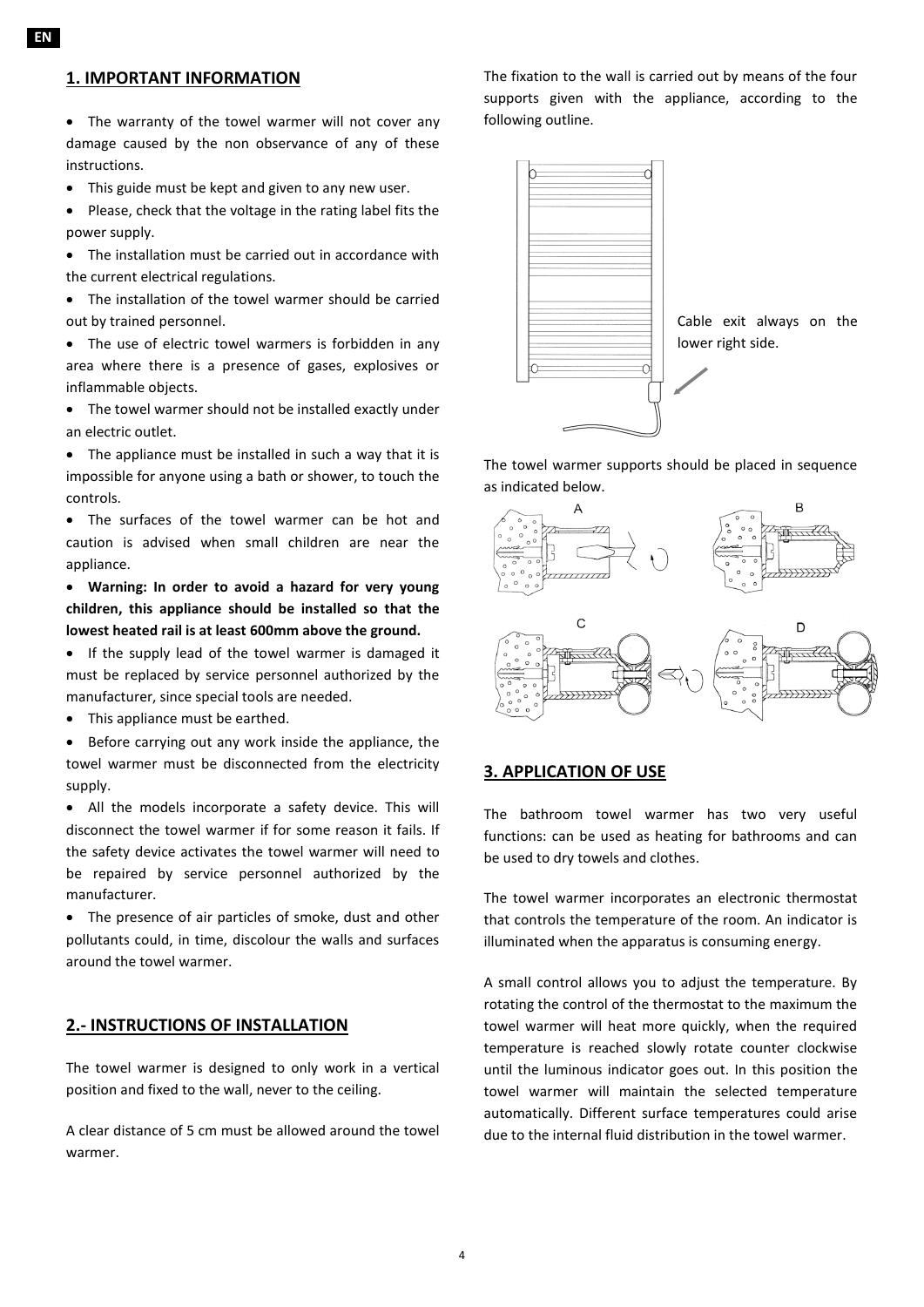## 1. IMPORTANT INFORMATION

- The warranty of the towel warmer will not cover any damage caused by the non observance of any of these instructions.
- This guide must be kept and given to any new user.
- Please, check that the voltage in the rating label fits the power supply.
- The installation must be carried out in accordance with the current electrical regulations.
- The installation of the towel warmer should be carried out by trained personnel.
- The use of electric towel warmers is forbidden in any area where there is a presence of gases, explosives or inflammable objects.
- The towel warmer should not be installed exactly under an electric outlet.
- The appliance must be installed in such a way that it is impossible for anyone using a bath or shower, to touch the controls.
- The surfaces of the towel warmer can be hot and caution is advised when small children are near the appliance.
- **Warning: In order to avoid a hazard for very young children, this appliance should be installed so that the lowest heated rail is at least 600mm above the ground.**
- If the supply lead of the towel warmer is damaged it must be replaced by service personnel authorized by the manufacturer, since special tools are needed.
- This appliance must be earthed.
- Before carrying out any work inside the appliance, the towel warmer must be disconnected from the electricity supply.
- All the models incorporate a safety device. This will disconnect the towel warmer if for some reason it fails. If the safety device activates the towel warmer will need to be repaired by service personnel authorized by the manufacturer.
- The presence of air particles of smoke, dust and other pollutants could, in time, discolour the walls and surfaces around the towel warmer.

## 2.- INSTRUCTIONS OF INSTALLATION

The towel warmer is designed to only work in a vertical position and fixed to the wall, never to the ceiling.

A clear distance of 5 cm must be allowed around the towel warmer.

The fixation to the wall is carried out by means of the four supports given with the appliance, according to the following outline.

Cable exit always on the lower right side.

The towel warmer supports should be placed in sequence as indicated below.

A B C D

## 3. APPLICATION OF USE

The bathroom towel warmer has two very useful functions: can be used as heating for bathrooms and can be used to dry towels and clothes.

The towel warmer incorporates an electronic thermostat that controls the temperature of the room. An indicator is illuminated when the apparatus is consuming energy.

A small control allows you to adjust the temperature. By rotating the control of the thermostat to the maximum the towel warmer will heat more quickly, when the required temperature is reached slowly rotate counter clockwise until the luminous indicator goes out. In this position the towel warmer will maintain the selected temperature automatically. Different surface temperatures could arise due to the internal fluid distribution in the towel warmer.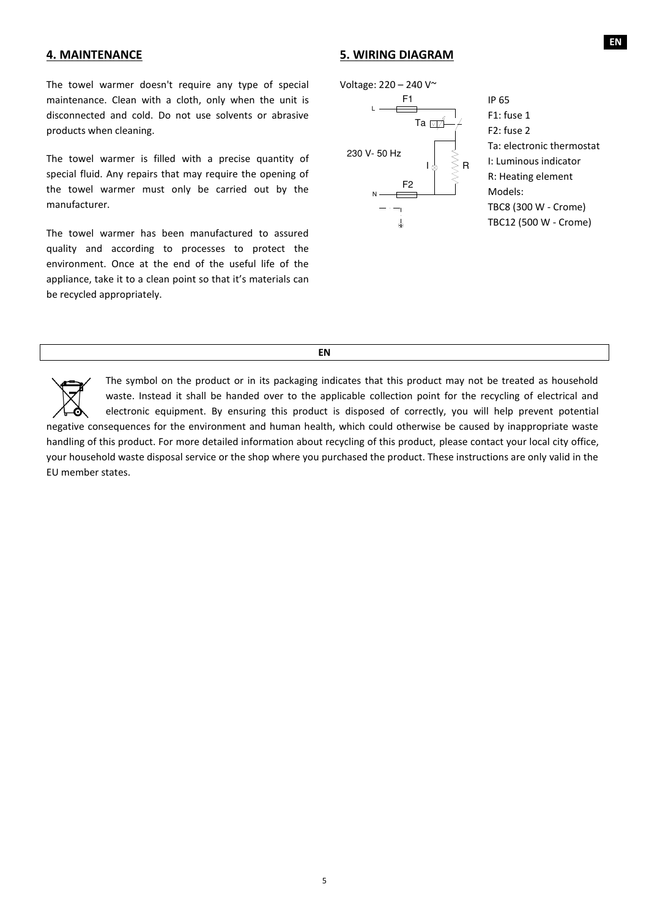## 4. MAINTENANCE

The towel warmer doesn't require any type of special maintenance. Clean with a cloth, only when the unit is disconnected and cold. Do not use solvents or abrasive products when cleaning.

The towel warmer is filled with a precise quantity of special fluid. Any repairs that may require the opening of the towel warmer must only be carried out by the manufacturer.

The towel warmer has been manufactured to assured quality and according to processes to protect the environment. Once at the end of the useful life of the appliance, take it to a clean point so that it's materials can be recycled appropriately.

## 5. WIRING DIAGRAM

Voltage: 220 – 240 V~

L F1 Ta 230 V- 50 Hz I R N F2

IP 65
F1: fuse 1
F2: fuse 2
Ta: electronic thermostat
I: Luminous indicator
R: Heating element
Models:
TBC8 (300 W - Crome)
TBC12 (500 W - Crome)

**EN**

The symbol on the product or in its packaging indicates that this product may not be treated as household waste. Instead it shall be handed over to the applicable collection point for the recycling of electrical and electronic equipment. By ensuring this product is disposed of correctly, you will help prevent potential negative consequences for the environment and human health, which could otherwise be caused by inappropriate waste handling of this product. For more detailed information about recycling of this product, please contact your local city office, your household waste disposal service or the shop where you purchased the product. These instructions are only valid in the EU member states.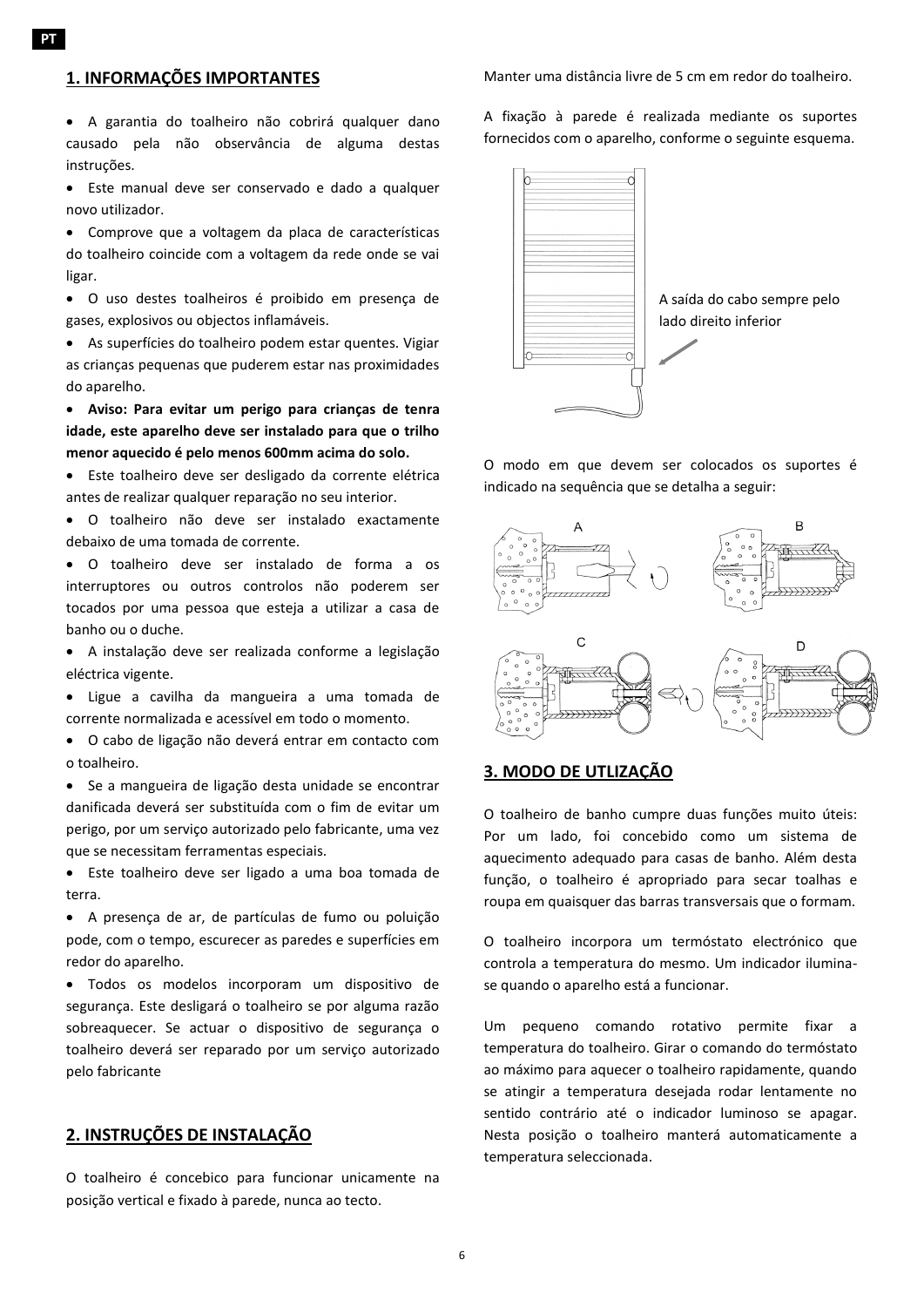## 1. INFORMAÇÕES IMPORTANTES

- A garantia do toalheiro não cobrirá qualquer dano causado pela não observância de alguma destas instruções.
- Este manual deve ser conservado e dado a qualquer novo utilizador.
- Comprove que a voltagem da placa de características do toalheiro coincide com a voltagem da rede onde se vai ligar.
- O uso destes toalheiros é proibido em presença de gases, explosivos ou objectos inflamáveis.
- As superfícies do toalheiro podem estar quentes. Vigiar as crianças pequenas que puderem estar nas proximidades do aparelho.
- **Aviso: Para evitar um perigo para crianças de tenra idade, este aparelho deve ser instalado para que o trilho menor aquecido é pelo menos 600mm acima do solo.**
- Este toalheiro deve ser desligado da corrente elétrica antes de realizar qualquer reparação no seu interior.
- O toalheiro não deve ser instalado exactamente debaixo de uma tomada de corrente.
- O toalheiro deve ser instalado de forma a os interruptores ou outros controlos não poderem ser tocados por uma pessoa que esteja a utilizar a casa de banho ou o duche.
- A instalação deve ser realizada conforme a legislação eléctrica vigente.
- Ligue a cavilha da mangueira a uma tomada de corrente normalizada e acessível em todo o momento.
- O cabo de ligação não deverá entrar em contacto com o toalheiro.
- Se a mangueira de ligação desta unidade se encontrar danificada deverá ser substituída com o fim de evitar um perigo, por um serviço autorizado pelo fabricante, uma vez que se necessitam ferramentas especiais.
- Este toalheiro deve ser ligado a uma boa tomada de terra.
- A presença de ar, de partículas de fumo ou poluição pode, com o tempo, escurecer as paredes e superfícies em redor do aparelho.
- Todos os modelos incorporam um dispositivo de segurança. Este desligará o toalheiro se por alguma razão sobreaquecer. Se actuar o dispositivo de segurança o toalheiro deverá ser reparado por um serviço autorizado pelo fabricante

## 2. INSTRUÇÕES DE INSTALAÇÃO

O toalheiro é concebico para funcionar unicamente na posição vertical e fixado à parede, nunca ao tecto.

Manter uma distância livre de 5 cm em redor do toalheiro.

A fixação à parede é realizada mediante os suportes fornecidos com o aparelho, conforme o seguinte esquema.

A saída do cabo sempre pelo lado direito inferior

O modo em que devem ser colocados os suportes é indicado na sequência que se detalha a seguir:

A B C D

## 3. MODO DE UTLIZAÇÃO

O toalheiro de banho cumpre duas funções muito úteis: Por um lado, foi concebido como um sistema de aquecimento adequado para casas de banho. Além desta função, o toalheiro é apropriado para secar toalhas e roupa em quaisquer das barras transversais que o formam.

O toalheiro incorpora um termóstato electrónico que controla a temperatura do mesmo. Um indicador ilumina-se quando o aparelho está a funcionar.

Um pequeno comando rotativo permite fixar a temperatura do toalheiro. Girar o comando do termóstato ao máximo para aquecer o toalheiro rapidamente, quando se atingir a temperatura desejada rodar lentamente no sentido contrário até o indicador luminoso se apagar. Nesta posição o toalheiro manterá automaticamente a temperatura seleccionada.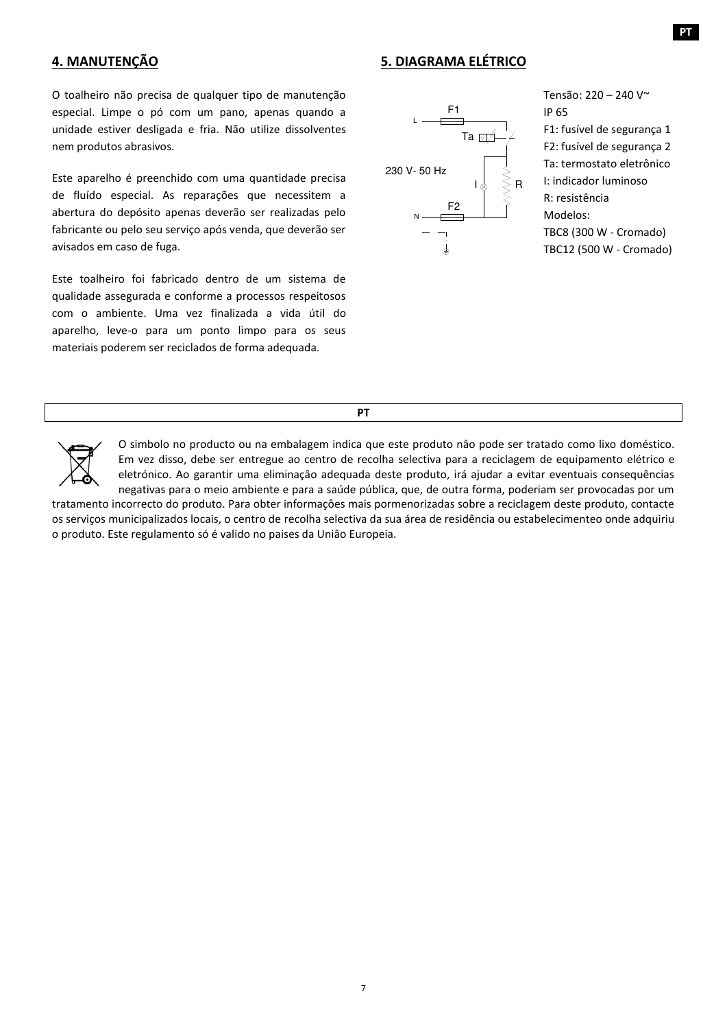## 4. MANUTENÇÃO

O toalheiro não precisa de qualquer tipo de manutenção especial. Limpe o pó com um pano, apenas quando a unidade estiver desligada e fria. Não utilize dissolventes nem produtos abrasivos.

Este aparelho é preenchido com uma quantidade precisa de fluído especial. As reparações que necessitem a abertura do depósito apenas deverão ser realizadas pelo fabricante ou pelo seu serviço após venda, que deverão ser avisados em caso de fuga.

Este toalheiro foi fabricado dentro de um sistema de qualidade assegurada e conforme a processos respeitosos com o ambiente. Uma vez finalizada a vida útil do aparelho, leve-o para um ponto limpo para os seus materiais poderem ser reciclados de forma adequada.

## 5. DIAGRAMA ELÉTRICO

L, F1, Ta, 230 V- 50 Hz, I, R, F2, N

Tensão: 220 – 240 V~
IP 65
F1: fusível de segurança 1
F2: fusível de segurança 2
Ta: termostato eletrônico
I: indicador luminoso
R: resistência
Modelos:
TBC8 (300 W - Cromado)
TBC12 (500 W - Cromado)

**PT**

O simbolo no producto ou na embalagem indica que este produto nâo pode ser tratado como lixo doméstico. Em vez disso, debe ser entregue ao centro de recolha selectiva para a reciclagem de equipamento elétrico e eletrónico. Ao garantir uma eliminaçâo adequada deste produto, irá ajudar a evitar eventuais consequências negativas para o meio ambiente e para a saúde pública, que, de outra forma, poderiam ser provocadas por um tratamento incorrecto do produto. Para obter informações mais pormenorizadas sobre a reciclagem deste produto, contacte os serviços municipalizados locais, o centro de recolha selectiva da sua área de residência ou estabelecimenteo onde adquiriu o produto. Este regulamento só é valido no paises da Uniâo Europeia.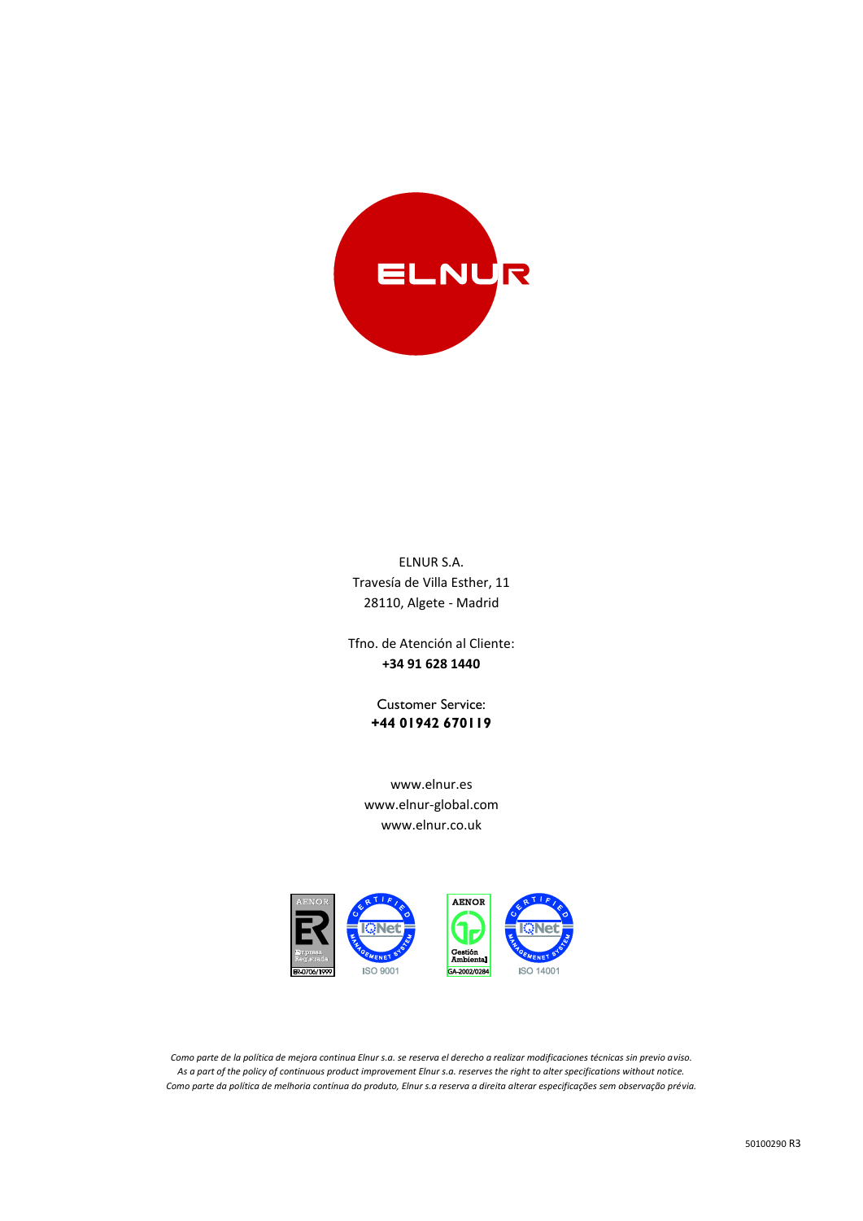ELNUR

ELNUR S.A.
Travesía de Villa Esther, 11
28110, Algete - Madrid

Tfno. de Atención al Cliente:
**+34 91 628 1440**

Customer Service:
**+44 01942 670119**

www.elnur.es
www.elnur-global.com
www.elnur.co.uk

AENOR Empresa Registrada ER-0706/1999 · IQNet ISO 9001 · AENOR Gestión Ambiental GA-2002/0284 · IQNet ISO 14001

*Como parte de la política de mejora continua Elnur s.a. se reserva el derecho a realizar modificaciones técnicas sin previo aviso.*
*As a part of the policy of continuous product improvement Elnur s.a. reserves the right to alter specifications without notice.*
*Como parte da política de melhoria contínua do produto, Elnur s.a reserva a direita alterar especificações sem observação prévia.*

50100290 R3